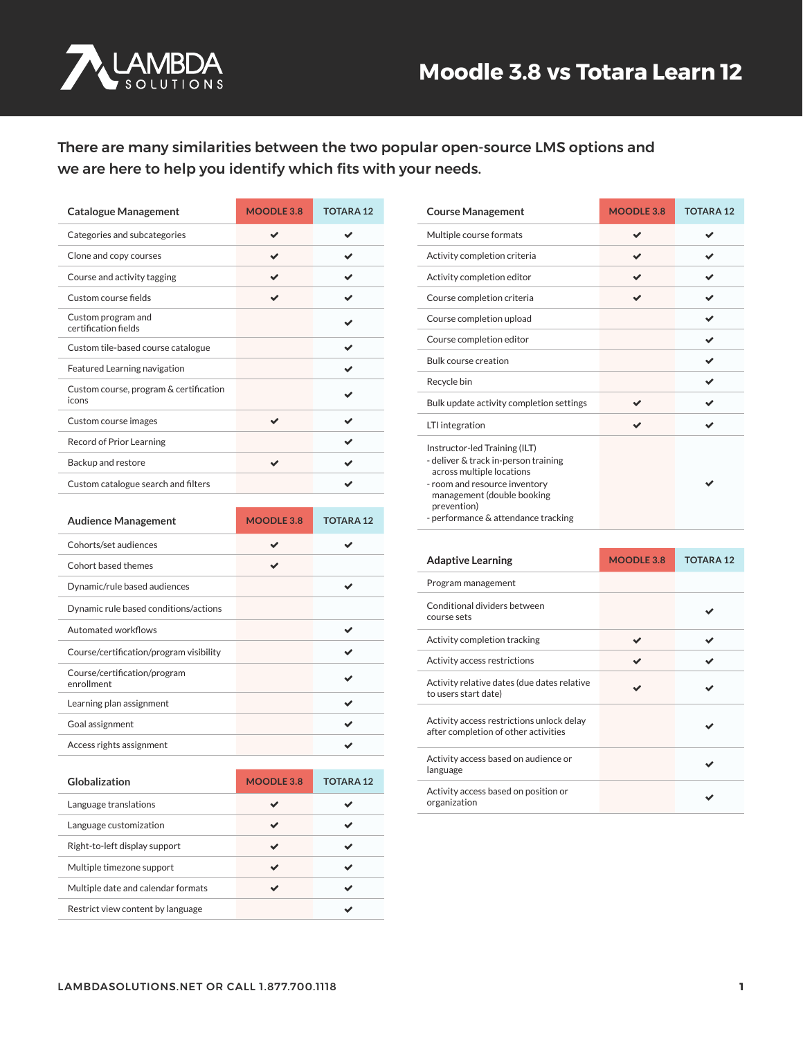# Moodle 3.8 vs Totara Learn 12

There are many similarities between the two popular open-source LMS options and we are here to help you identify which fits with your needs.

| Catalogue Management | MOODLE 3.8 | TOTARA 12 |
|---|---|---|
| Categories and subcategories | ✔ | ✔ |
| Clone and copy courses | ✔ | ✔ |
| Course and activity tagging | ✔ | ✔ |
| Custom course fields | ✔ | ✔ |
| Custom program and certification fields | | ✔ |
| Custom tile-based course catalogue | | ✔ |
| Featured Learning navigation | | ✔ |
| Custom course, program & certification icons | | ✔ |
| Custom course images | ✔ | ✔ |
| Record of Prior Learning | | ✔ |
| Backup and restore | ✔ | ✔ |
| Custom catalogue search and filters | | ✔ |

| Audience Management | MOODLE 3.8 | TOTARA 12 |
|---|---|---|
| Cohorts/set audiences | ✔ | ✔ |
| Cohort based themes | ✔ | |
| Dynamic/rule based audiences | | ✔ |
| Dynamic rule based conditions/actions | | |
| Automated workflows | | ✔ |
| Course/certification/program visibility | | ✔ |
| Course/certification/program enrollment | | ✔ |
| Learning plan assignment | | ✔ |
| Goal assignment | | ✔ |
| Access rights assignment | | ✔ |

| Globalization | MOODLE 3.8 | TOTARA 12 |
|---|---|---|
| Language translations | ✔ | ✔ |
| Language customization | ✔ | ✔ |
| Right-to-left display support | ✔ | ✔ |
| Multiple timezone support | ✔ | ✔ |
| Multiple date and calendar formats | ✔ | ✔ |
| Restrict view content by language | | ✔ |

| Course Management | MOODLE 3.8 | TOTARA 12 |
|---|---|---|
| Multiple course formats | ✔ | ✔ |
| Activity completion criteria | ✔ | ✔ |
| Activity completion editor | ✔ | ✔ |
| Course completion criteria | ✔ | ✔ |
| Course completion upload | | ✔ |
| Course completion editor | | ✔ |
| Bulk course creation | | ✔ |
| Recycle bin | | ✔ |
| Bulk update activity completion settings | ✔ | ✔ |
| LTI integration | ✔ | ✔ |
| Instructor-led Training (ILT)<br>- deliver & track in-person training across multiple locations<br>- room and resource inventory management (double booking prevention)<br>- performance & attendance tracking | | ✔ |

| Adaptive Learning | MOODLE 3.8 | TOTARA 12 |
|---|---|---|
| Program management | | |
| Conditional dividers between course sets | | ✔ |
| Activity completion tracking | ✔ | ✔ |
| Activity access restrictions | ✔ | ✔ |
| Activity relative dates (due dates relative to users start date) | ✔ | ✔ |
| Activity access restrictions unlock delay after completion of other activities | | ✔ |
| Activity access based on audience or language | | ✔ |
| Activity access based on position or organization | | ✔ |

LAMBDASOLUTIONS.NET OR CALL 1.877.700.1118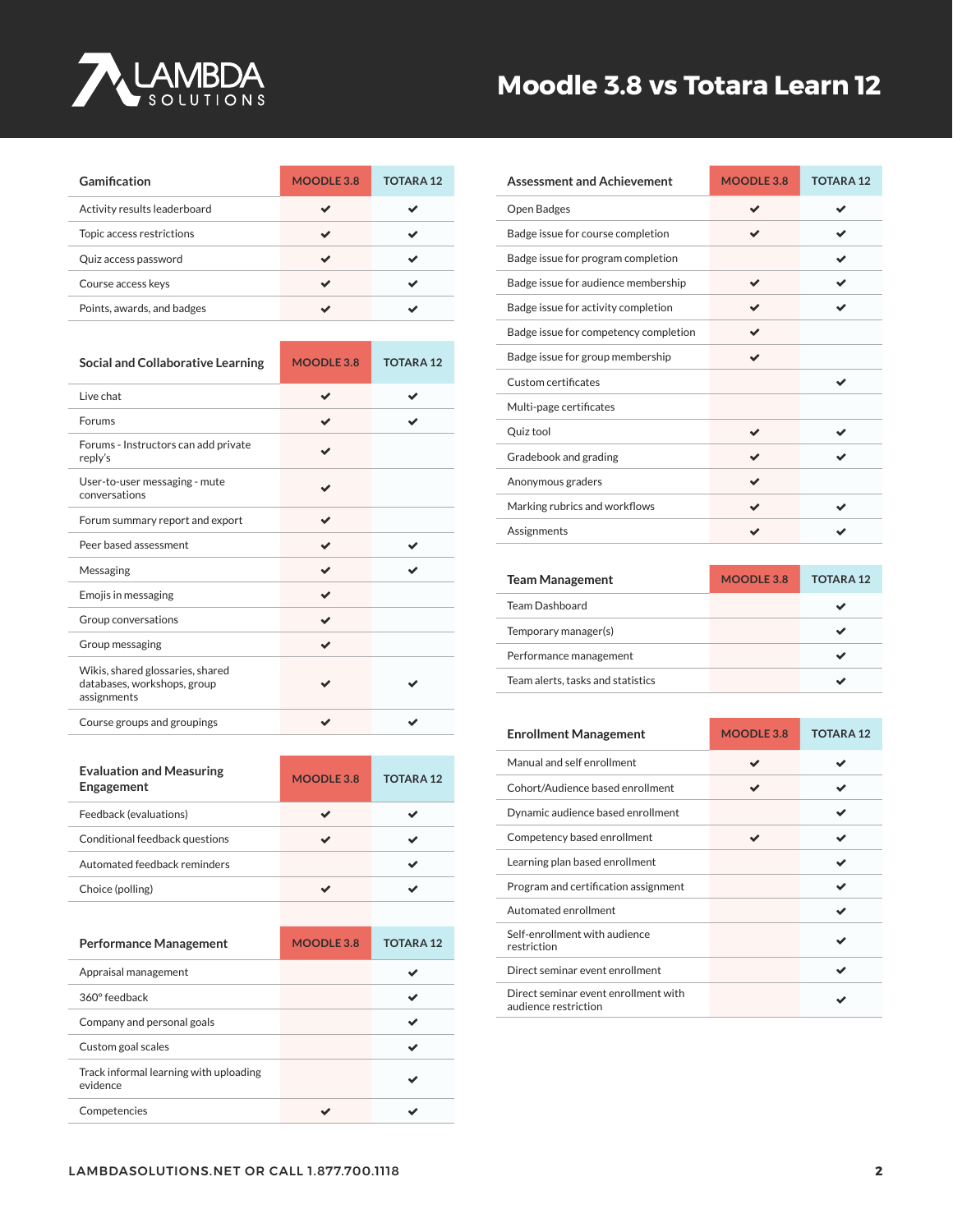# Moodle 3.8 vs Totara Learn 12

| Gamification | MOODLE 3.8 | TOTARA 12 |
|---|---|---|
| Activity results leaderboard | ✔ | ✔ |
| Topic access restrictions | ✔ | ✔ |
| Quiz access password | ✔ | ✔ |
| Course access keys | ✔ | ✔ |
| Points, awards, and badges | ✔ | ✔ |

| Social and Collaborative Learning | MOODLE 3.8 | TOTARA 12 |
|---|---|---|
| Live chat | ✔ | ✔ |
| Forums | ✔ | ✔ |
| Forums - Instructors can add private reply's | ✔ | |
| User-to-user messaging - mute conversations | ✔ | |
| Forum summary report and export | ✔ | |
| Peer based assessment | ✔ | ✔ |
| Messaging | ✔ | ✔ |
| Emojis in messaging | ✔ | |
| Group conversations | ✔ | |
| Group messaging | ✔ | |
| Wikis, shared glossaries, shared databases, workshops, group assignments | ✔ | ✔ |
| Course groups and groupings | ✔ | ✔ |

| Evaluation and Measuring Engagement | MOODLE 3.8 | TOTARA 12 |
|---|---|---|
| Feedback (evaluations) | ✔ | ✔ |
| Conditional feedback questions | ✔ | ✔ |
| Automated feedback reminders | | ✔ |
| Choice (polling) | ✔ | ✔ |

| Performance Management | MOODLE 3.8 | TOTARA 12 |
|---|---|---|
| Appraisal management | | ✔ |
| 360° feedback | | ✔ |
| Company and personal goals | | ✔ |
| Custom goal scales | | ✔ |
| Track informal learning with uploading evidence | | ✔ |
| Competencies | ✔ | ✔ |

| Assessment and Achievement | MOODLE 3.8 | TOTARA 12 |
|---|---|---|
| Open Badges | ✔ | ✔ |
| Badge issue for course completion | ✔ | ✔ |
| Badge issue for program completion | | ✔ |
| Badge issue for audience membership | ✔ | ✔ |
| Badge issue for activity completion | ✔ | ✔ |
| Badge issue for competency completion | ✔ | |
| Badge issue for group membership | ✔ | |
| Custom certificates | | ✔ |
| Multi-page certificates | | |
| Quiz tool | ✔ | ✔ |
| Gradebook and grading | ✔ | ✔ |
| Anonymous graders | ✔ | |
| Marking rubrics and workflows | ✔ | ✔ |
| Assignments | ✔ | ✔ |

| Team Management | MOODLE 3.8 | TOTARA 12 |
|---|---|---|
| Team Dashboard | | ✔ |
| Temporary manager(s) | | ✔ |
| Performance management | | ✔ |
| Team alerts, tasks and statistics | | ✔ |

| Enrollment Management | MOODLE 3.8 | TOTARA 12 |
|---|---|---|
| Manual and self enrollment | ✔ | ✔ |
| Cohort/Audience based enrollment | ✔ | ✔ |
| Dynamic audience based enrollment | | ✔ |
| Competency based enrollment | ✔ | ✔ |
| Learning plan based enrollment | | ✔ |
| Program and certification assignment | | ✔ |
| Automated enrollment | | ✔ |
| Self-enrollment with audience restriction | | ✔ |
| Direct seminar event enrollment | | ✔ |
| Direct seminar event enrollment with audience restriction | | ✔ |

LAMBDASOLUTIONS.NET OR CALL 1.877.700.1118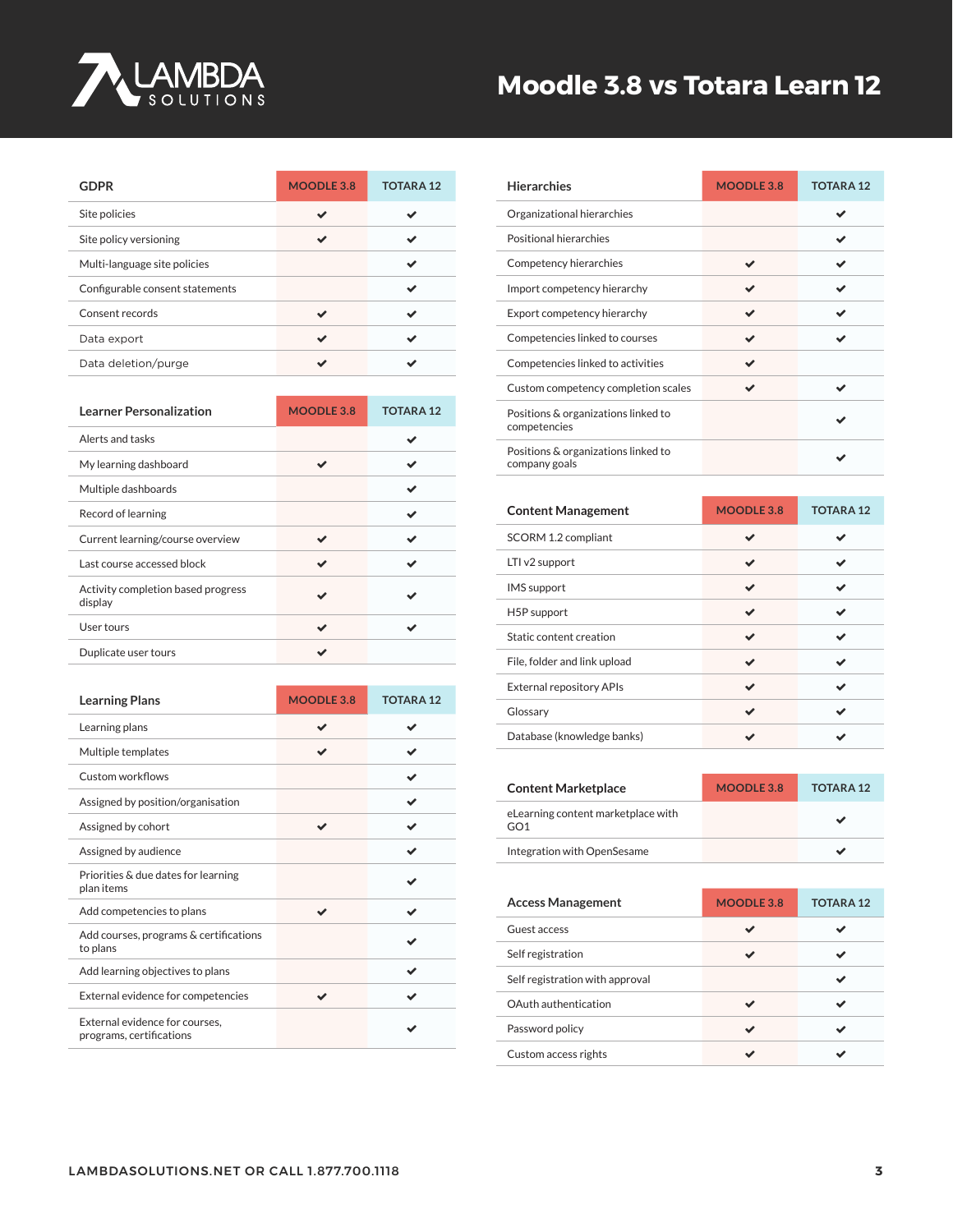# Moodle 3.8 vs Totara Learn 12

| GDPR | MOODLE 3.8 | TOTARA 12 |
|---|---|---|
| Site policies | ✔ | ✔ |
| Site policy versioning | ✔ | ✔ |
| Multi-language site policies | | ✔ |
| Configurable consent statements | | ✔ |
| Consent records | ✔ | ✔ |
| Data export | ✔ | ✔ |
| Data deletion/purge | ✔ | ✔ |

| Learner Personalization | MOODLE 3.8 | TOTARA 12 |
|---|---|---|
| Alerts and tasks | | ✔ |
| My learning dashboard | ✔ | ✔ |
| Multiple dashboards | | ✔ |
| Record of learning | | ✔ |
| Current learning/course overview | ✔ | ✔ |
| Last course accessed block | ✔ | ✔ |
| Activity completion based progress display | ✔ | ✔ |
| User tours | ✔ | ✔ |
| Duplicate user tours | ✔ | |

| Learning Plans | MOODLE 3.8 | TOTARA 12 |
|---|---|---|
| Learning plans | ✔ | ✔ |
| Multiple templates | ✔ | ✔ |
| Custom workflows | | ✔ |
| Assigned by position/organisation | | ✔ |
| Assigned by cohort | ✔ | ✔ |
| Assigned by audience | | ✔ |
| Priorities & due dates for learning plan items | | ✔ |
| Add competencies to plans | ✔ | ✔ |
| Add courses, programs & certifications to plans | | ✔ |
| Add learning objectives to plans | | ✔ |
| External evidence for competencies | ✔ | ✔ |
| External evidence for courses, programs, certifications | | ✔ |

| Hierarchies | MOODLE 3.8 | TOTARA 12 |
|---|---|---|
| Organizational hierarchies | | ✔ |
| Positional hierarchies | | ✔ |
| Competency hierarchies | ✔ | ✔ |
| Import competency hierarchy | ✔ | ✔ |
| Export competency hierarchy | ✔ | ✔ |
| Competencies linked to courses | ✔ | ✔ |
| Competencies linked to activities | ✔ | |
| Custom competency completion scales | ✔ | ✔ |
| Positions & organizations linked to competencies | | ✔ |
| Positions & organizations linked to company goals | | ✔ |

| Content Management | MOODLE 3.8 | TOTARA 12 |
|---|---|---|
| SCORM 1.2 compliant | ✔ | ✔ |
| LTI v2 support | ✔ | ✔ |
| IMS support | ✔ | ✔ |
| H5P support | ✔ | ✔ |
| Static content creation | ✔ | ✔ |
| File, folder and link upload | ✔ | ✔ |
| External repository APIs | ✔ | ✔ |
| Glossary | ✔ | ✔ |
| Database (knowledge banks) | ✔ | ✔ |

| Content Marketplace | MOODLE 3.8 | TOTARA 12 |
|---|---|---|
| eLearning content marketplace with GO1 | | ✔ |
| Integration with OpenSesame | | ✔ |

| Access Management | MOODLE 3.8 | TOTARA 12 |
|---|---|---|
| Guest access | ✔ | ✔ |
| Self registration | ✔ | ✔ |
| Self registration with approval | | ✔ |
| OAuth authentication | ✔ | ✔ |
| Password policy | ✔ | ✔ |
| Custom access rights | ✔ | ✔ |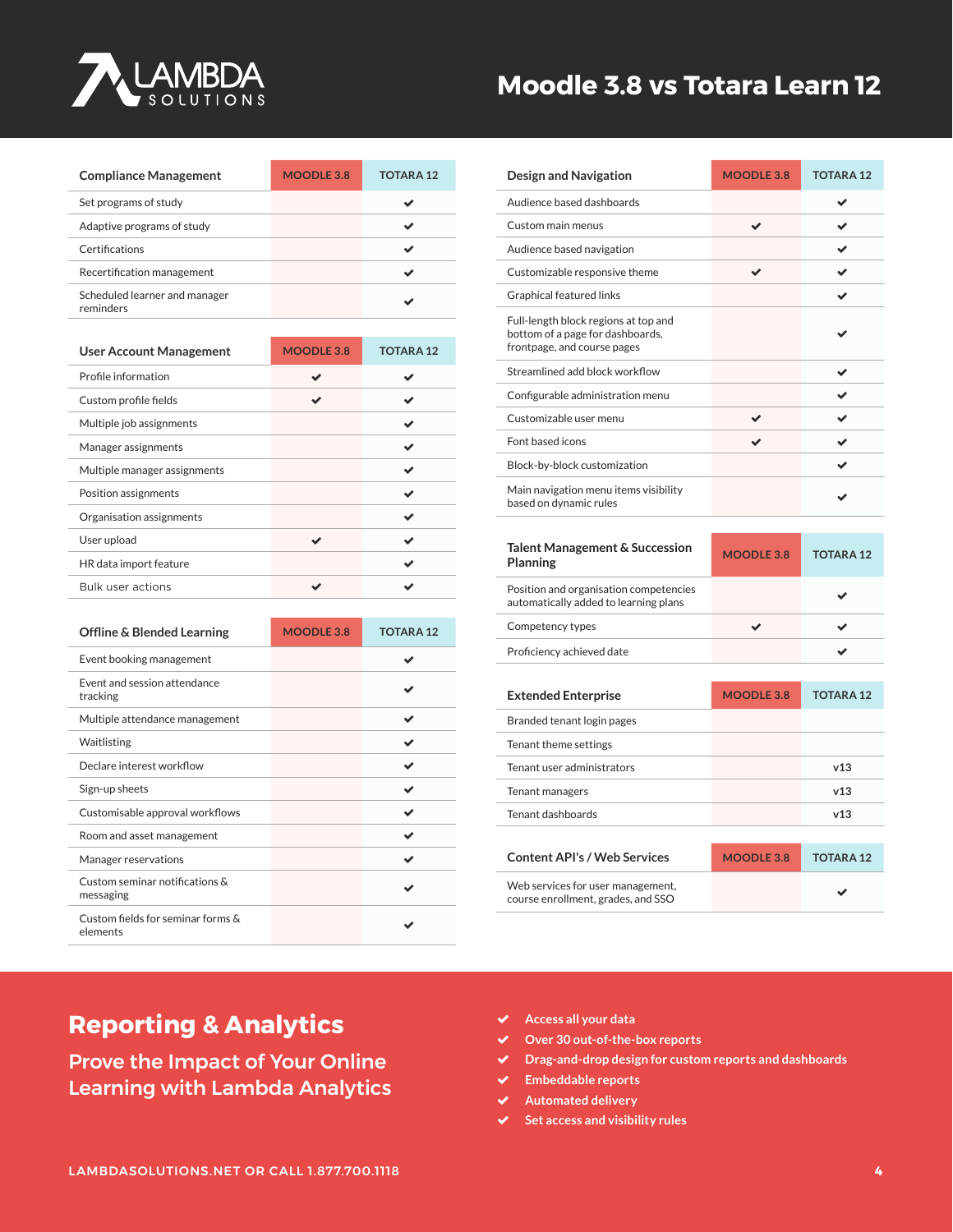# Moodle 3.8 vs Totara Learn 12

| Compliance Management | MOODLE 3.8 | TOTARA 12 |
|---|---|---|
| Set programs of study | | ✔ |
| Adaptive programs of study | | ✔ |
| Certifications | | ✔ |
| Recertification management | | ✔ |
| Scheduled learner and manager reminders | | ✔ |

| User Account Management | MOODLE 3.8 | TOTARA 12 |
|---|---|---|
| Profile information | ✔ | ✔ |
| Custom profile fields | ✔ | ✔ |
| Multiple job assignments | | ✔ |
| Manager assignments | | ✔ |
| Multiple manager assignments | | ✔ |
| Position assignments | | ✔ |
| Organisation assignments | | ✔ |
| User upload | ✔ | ✔ |
| HR data import feature | | ✔ |
| Bulk user actions | ✔ | ✔ |

| Offline & Blended Learning | MOODLE 3.8 | TOTARA 12 |
|---|---|---|
| Event booking management | | ✔ |
| Event and session attendance tracking | | ✔ |
| Multiple attendance management | | ✔ |
| Waitlisting | | ✔ |
| Declare interest workflow | | ✔ |
| Sign-up sheets | | ✔ |
| Customisable approval workflows | | ✔ |
| Room and asset management | | ✔ |
| Manager reservations | | ✔ |
| Custom seminar notifications & messaging | | ✔ |
| Custom fields for seminar forms & elements | | ✔ |

| Design and Navigation | MOODLE 3.8 | TOTARA 12 |
|---|---|---|
| Audience based dashboards | | ✔ |
| Custom main menus | ✔ | ✔ |
| Audience based navigation | | ✔ |
| Customizable responsive theme | ✔ | ✔ |
| Graphical featured links | | ✔ |
| Full-length block regions at top and bottom of a page for dashboards, frontpage, and course pages | | ✔ |
| Streamlined add block workflow | | ✔ |
| Configurable administration menu | | ✔ |
| Customizable user menu | ✔ | ✔ |
| Font based icons | ✔ | ✔ |
| Block-by-block customization | | ✔ |
| Main navigation menu items visibility based on dynamic rules | | ✔ |

| Talent Management & Succession Planning | MOODLE 3.8 | TOTARA 12 |
|---|---|---|
| Position and organisation competencies automatically added to learning plans | | ✔ |
| Competency types | ✔ | ✔ |
| Proficiency achieved date | | ✔ |

| Extended Enterprise | MOODLE 3.8 | TOTARA 12 |
|---|---|---|
| Branded tenant login pages | | |
| Tenant theme settings | | |
| Tenant user administrators | | v13 |
| Tenant managers | | v13 |
| Tenant dashboards | | v13 |

| Content API's / Web Services | MOODLE 3.8 | TOTARA 12 |
|---|---|---|
| Web services for user management, course enrollment, grades, and SSO | | ✔ |

## Reporting & Analytics

### Prove the Impact of Your Online Learning with Lambda Analytics

- Access all your data
- Over 30 out-of-the-box reports
- Drag-and-drop design for custom reports and dashboards
- Embeddable reports
- Automated delivery
- Set access and visibility rules

LAMBDASOLUTIONS.NET OR CALL 1.877.700.1118